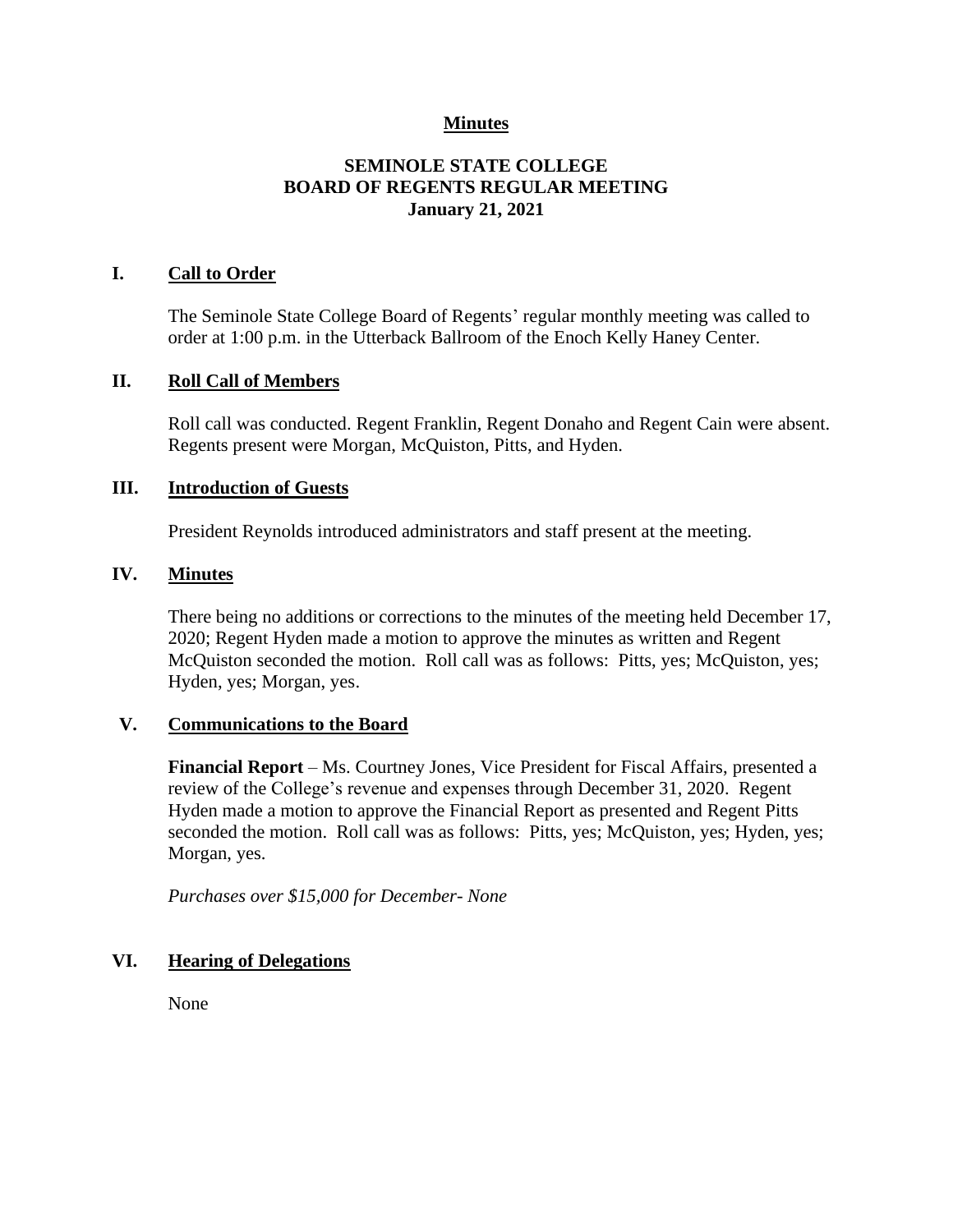**Minutes**

# SEMINOLE STATE COLLEGE
# BOARD OF REGENTS REGULAR MEETING
# January 21, 2021

## I. Call to Order

The Seminole State College Board of Regents' regular monthly meeting was called to order at 1:00 p.m. in the Utterback Ballroom of the Enoch Kelly Haney Center.

## II. Roll Call of Members

Roll call was conducted. Regent Franklin, Regent Donaho and Regent Cain were absent. Regents present were Morgan, McQuiston, Pitts, and Hyden.

## III. Introduction of Guests

President Reynolds introduced administrators and staff present at the meeting.

## IV. Minutes

There being no additions or corrections to the minutes of the meeting held December 17, 2020; Regent Hyden made a motion to approve the minutes as written and Regent McQuiston seconded the motion. Roll call was as follows: Pitts, yes; McQuiston, yes; Hyden, yes; Morgan, yes.

## V. Communications to the Board

**Financial Report** – Ms. Courtney Jones, Vice President for Fiscal Affairs, presented a review of the College's revenue and expenses through December 31, 2020. Regent Hyden made a motion to approve the Financial Report as presented and Regent Pitts seconded the motion. Roll call was as follows: Pitts, yes; McQuiston, yes; Hyden, yes; Morgan, yes.

*Purchases over $15,000 for December- None*

## VI. Hearing of Delegations

None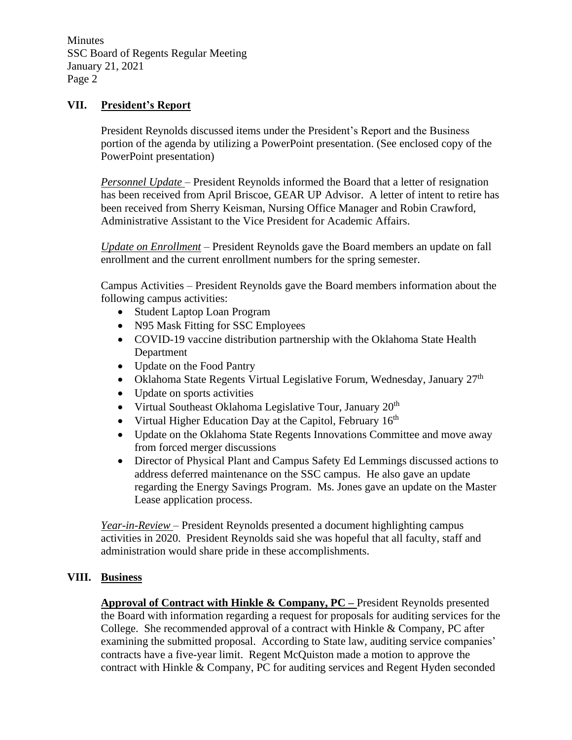## VII. President's Report

President Reynolds discussed items under the President's Report and the Business portion of the agenda by utilizing a PowerPoint presentation. (See enclosed copy of the PowerPoint presentation)

*Personnel Update* – President Reynolds informed the Board that a letter of resignation has been received from April Briscoe, GEAR UP Advisor. A letter of intent to retire has been received from Sherry Keisman, Nursing Office Manager and Robin Crawford, Administrative Assistant to the Vice President for Academic Affairs.

*Update on Enrollment* – President Reynolds gave the Board members an update on fall enrollment and the current enrollment numbers for the spring semester.

Campus Activities – President Reynolds gave the Board members information about the following campus activities:

- Student Laptop Loan Program
- N95 Mask Fitting for SSC Employees
- COVID-19 vaccine distribution partnership with the Oklahoma State Health Department
- Update on the Food Pantry
- Oklahoma State Regents Virtual Legislative Forum, Wednesday, January 27th
- Update on sports activities
- Virtual Southeast Oklahoma Legislative Tour, January 20th
- Virtual Higher Education Day at the Capitol, February 16th
- Update on the Oklahoma State Regents Innovations Committee and move away from forced merger discussions
- Director of Physical Plant and Campus Safety Ed Lemmings discussed actions to address deferred maintenance on the SSC campus. He also gave an update regarding the Energy Savings Program. Ms. Jones gave an update on the Master Lease application process.

*Year-in-Review* – President Reynolds presented a document highlighting campus activities in 2020. President Reynolds said she was hopeful that all faculty, staff and administration would share pride in these accomplishments.

## VIII. Business

**Approval of Contract with Hinkle & Company, PC –** President Reynolds presented the Board with information regarding a request for proposals for auditing services for the College. She recommended approval of a contract with Hinkle & Company, PC after examining the submitted proposal. According to State law, auditing service companies' contracts have a five-year limit. Regent McQuiston made a motion to approve the contract with Hinkle & Company, PC for auditing services and Regent Hyden seconded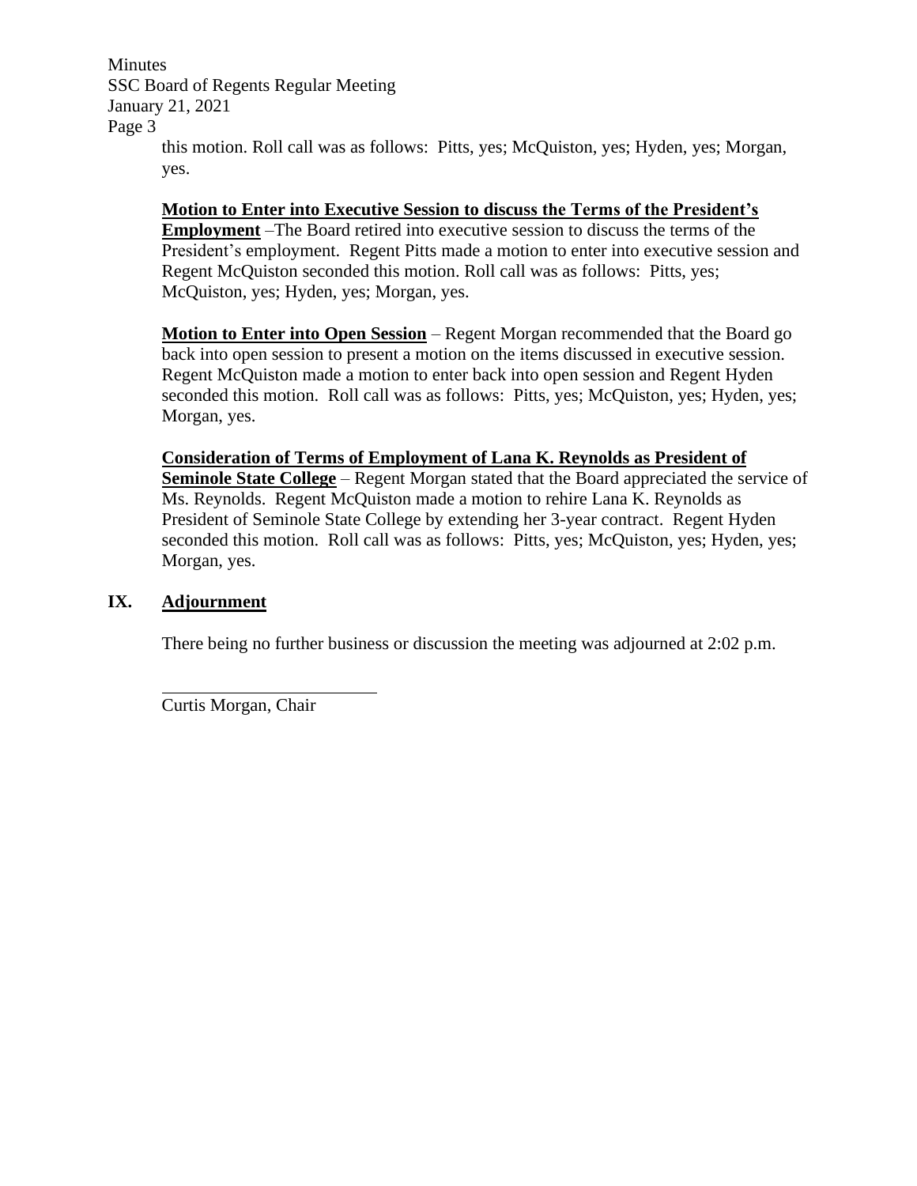this motion. Roll call was as follows: Pitts, yes; McQuiston, yes; Hyden, yes; Morgan, yes.

**Motion to Enter into Executive Session to discuss the Terms of the President's Employment** –The Board retired into executive session to discuss the terms of the President's employment. Regent Pitts made a motion to enter into executive session and Regent McQuiston seconded this motion. Roll call was as follows: Pitts, yes; McQuiston, yes; Hyden, yes; Morgan, yes.

**Motion to Enter into Open Session** – Regent Morgan recommended that the Board go back into open session to present a motion on the items discussed in executive session. Regent McQuiston made a motion to enter back into open session and Regent Hyden seconded this motion. Roll call was as follows: Pitts, yes; McQuiston, yes; Hyden, yes; Morgan, yes.

**Consideration of Terms of Employment of Lana K. Reynolds as President of Seminole State College** – Regent Morgan stated that the Board appreciated the service of Ms. Reynolds. Regent McQuiston made a motion to rehire Lana K. Reynolds as President of Seminole State College by extending her 3-year contract. Regent Hyden seconded this motion. Roll call was as follows: Pitts, yes; McQuiston, yes; Hyden, yes; Morgan, yes.

## IX. Adjournment

There being no further business or discussion the meeting was adjourned at 2:02 p.m.

\_\_\_\_\_\_\_\_\_\_\_\_\_\_\_\_\_\_\_\_\_\_\_\_\_

Curtis Morgan, Chair